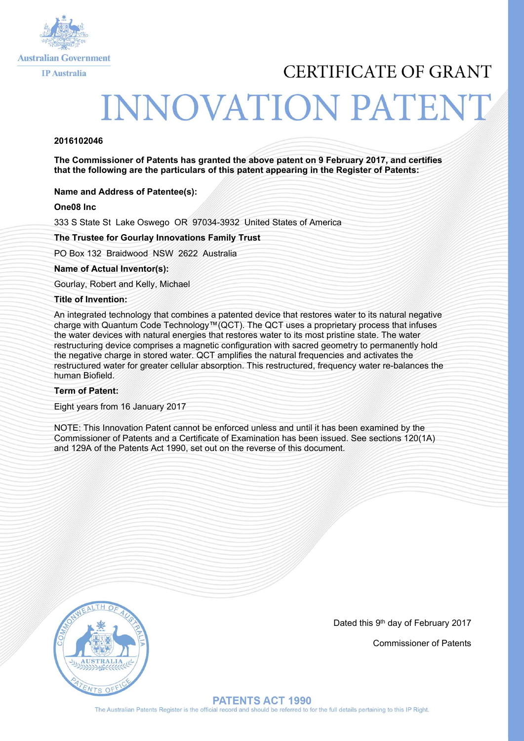Australian Government

IP Australia

# CERTIFICATE OF GRANT

# INNOVATION PATENT

**2016102046**

**The Commissioner of Patents has granted the above patent on 9 February 2017, and certifies that the following are the particulars of this patent appearing in the Register of Patents:**

**Name and Address of Patentee(s):**

**One08 Inc**

333 S State St Lake Oswego OR 97034-3932 United States of America

**The Trustee for Gourlay Innovations Family Trust**

PO Box 132 Braidwood NSW 2622 Australia

**Name of Actual Inventor(s):**

Gourlay, Robert and Kelly, Michael

**Title of Invention:**

An integrated technology that combines a patented device that restores water to its natural negative charge with Quantum Code Technology™(QCT). The QCT uses a proprietary process that infuses the water devices with natural energies that restores water to its most pristine state. The water restructuring device comprises a magnetic configuration with sacred geometry to permanently hold the negative charge in stored water. QCT amplifies the natural frequencies and activates the restructured water for greater cellular absorption. This restructured, frequency water re-balances the human Biofield.

**Term of Patent:**

Eight years from 16 January 2017

NOTE: This Innovation Patent cannot be enforced unless and until it has been examined by the Commissioner of Patents and a Certificate of Examination has been issued. See sections 120(1A) and 129A of the Patents Act 1990, set out on the reverse of this document.

COMMONWEALTH OF AUSTRALIA – AUSTRALIA – PATENTS OFFICE

Dated this 9th day of February 2017

Commissioner of Patents

**PATENTS ACT 1990**

The Australian Patents Register is the official record and should be referred to for the full details pertaining to this IP Right.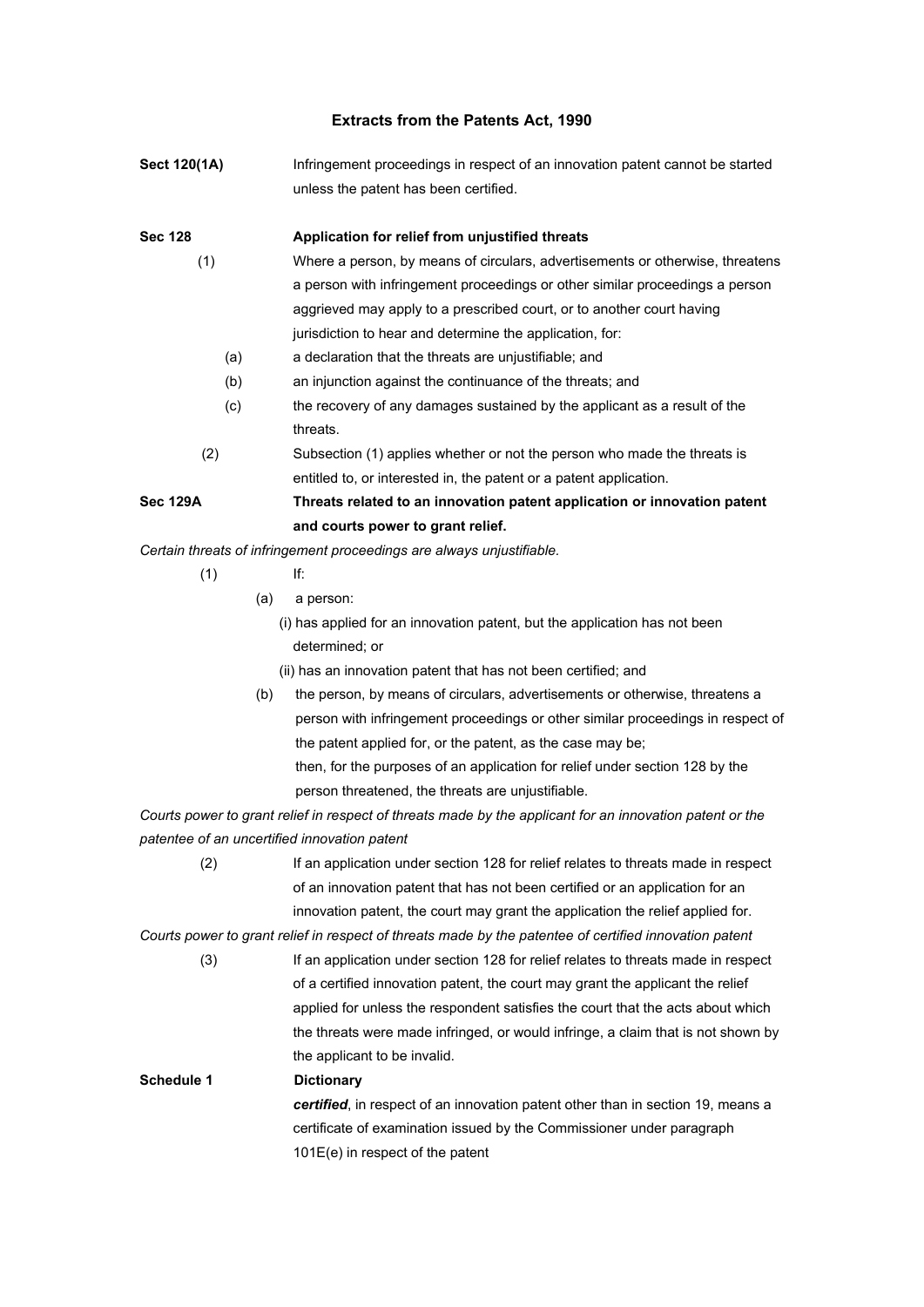## Extracts from the Patents Act, 1990

**Sect 120(1A)** Infringement proceedings in respect of an innovation patent cannot be started unless the patent has been certified.

**Sec 128** **Application for relief from unjustified threats**

(1) Where a person, by means of circulars, advertisements or otherwise, threatens a person with infringement proceedings or other similar proceedings a person aggrieved may apply to a prescribed court, or to another court having jurisdiction to hear and determine the application, for:

- (a) a declaration that the threats are unjustifiable; and
- (b) an injunction against the continuance of the threats; and
- (c) the recovery of any damages sustained by the applicant as a result of the threats.

(2) Subsection (1) applies whether or not the person who made the threats is entitled to, or interested in, the patent or a patent application.

**Sec 129A** **Threats related to an innovation patent application or innovation patent and courts power to grant relief.**

*Certain threats of infringement proceedings are always unjustifiable.*

(1) If:

- (a) a person:
  - (i) has applied for an innovation patent, but the application has not been determined; or
  - (ii) has an innovation patent that has not been certified; and
- (b) the person, by means of circulars, advertisements or otherwise, threatens a person with infringement proceedings or other similar proceedings in respect of the patent applied for, or the patent, as the case may be;

then, for the purposes of an application for relief under section 128 by the person threatened, the threats are unjustifiable.

*Courts power to grant relief in respect of threats made by the applicant for an innovation patent or the patentee of an uncertified innovation patent*

(2) If an application under section 128 for relief relates to threats made in respect of an innovation patent that has not been certified or an application for an innovation patent, the court may grant the application the relief applied for.

*Courts power to grant relief in respect of threats made by the patentee of certified innovation patent*

(3) If an application under section 128 for relief relates to threats made in respect of a certified innovation patent, the court may grant the applicant the relief applied for unless the respondent satisfies the court that the acts about which the threats were made infringed, or would infringe, a claim that is not shown by the applicant to be invalid.

**Schedule 1** **Dictionary**

***certified***, in respect of an innovation patent other than in section 19, means a certificate of examination issued by the Commissioner under paragraph 101E(e) in respect of the patent